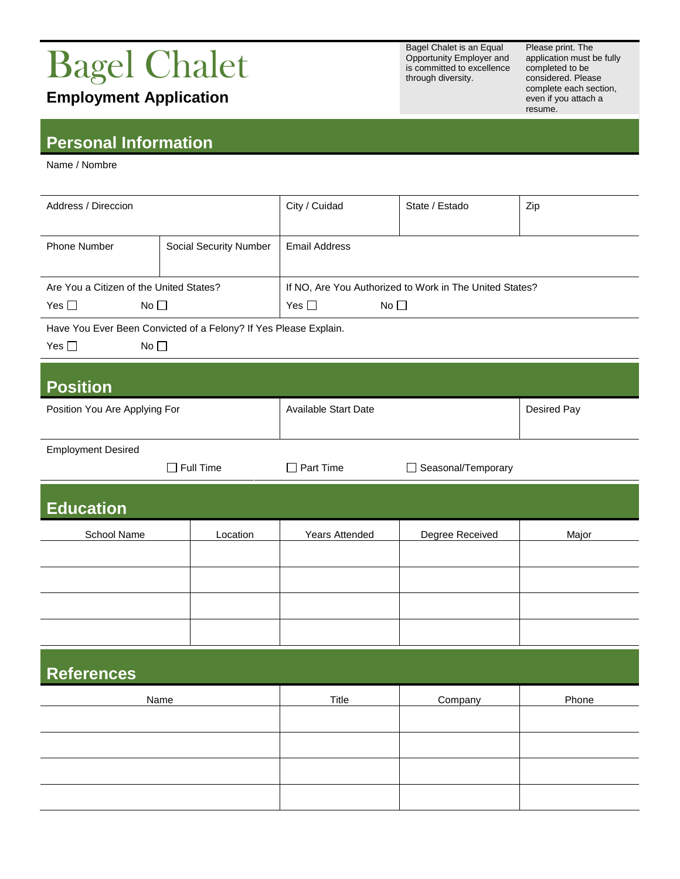# Bagel Chalet

## Employment Application

Bagel Chalet is an Equal Opportunity Employer and is committed to excellence through diversity.

Please print. The application must be fully completed to be considered. Please complete each section, even if you attach a resume.

## Personal Information

Name / Nombre

| Address / Direccion | | City / Cuidad | State / Estado | Zip |
|---|---|---|---|---|
| Phone Number | Social Security Number | Email Address | | |

Are You a Citizen of the United States?

Yes ☐ No ☐

If NO, Are You Authorized to Work in The United States?

Yes ☐ No ☐

Have You Ever Been Convicted of a Felony? If Yes Please Explain.

Yes ☐ No ☐

## Position

| Position You Are Applying For | Available Start Date | Desired Pay |
|---|---|---|
| | | |

Employment Desired

☐ Full Time ☐ Part Time ☐ Seasonal/Temporary

## Education

| School Name | Location | Years Attended | Degree Received | Major |
|---|---|---|---|---|
| | | | | |
| | | | | |
| | | | | |
| | | | | |

## References

| Name | Title | Company | Phone |
|---|---|---|---|
| | | | |
| | | | |
| | | | |
| | | | |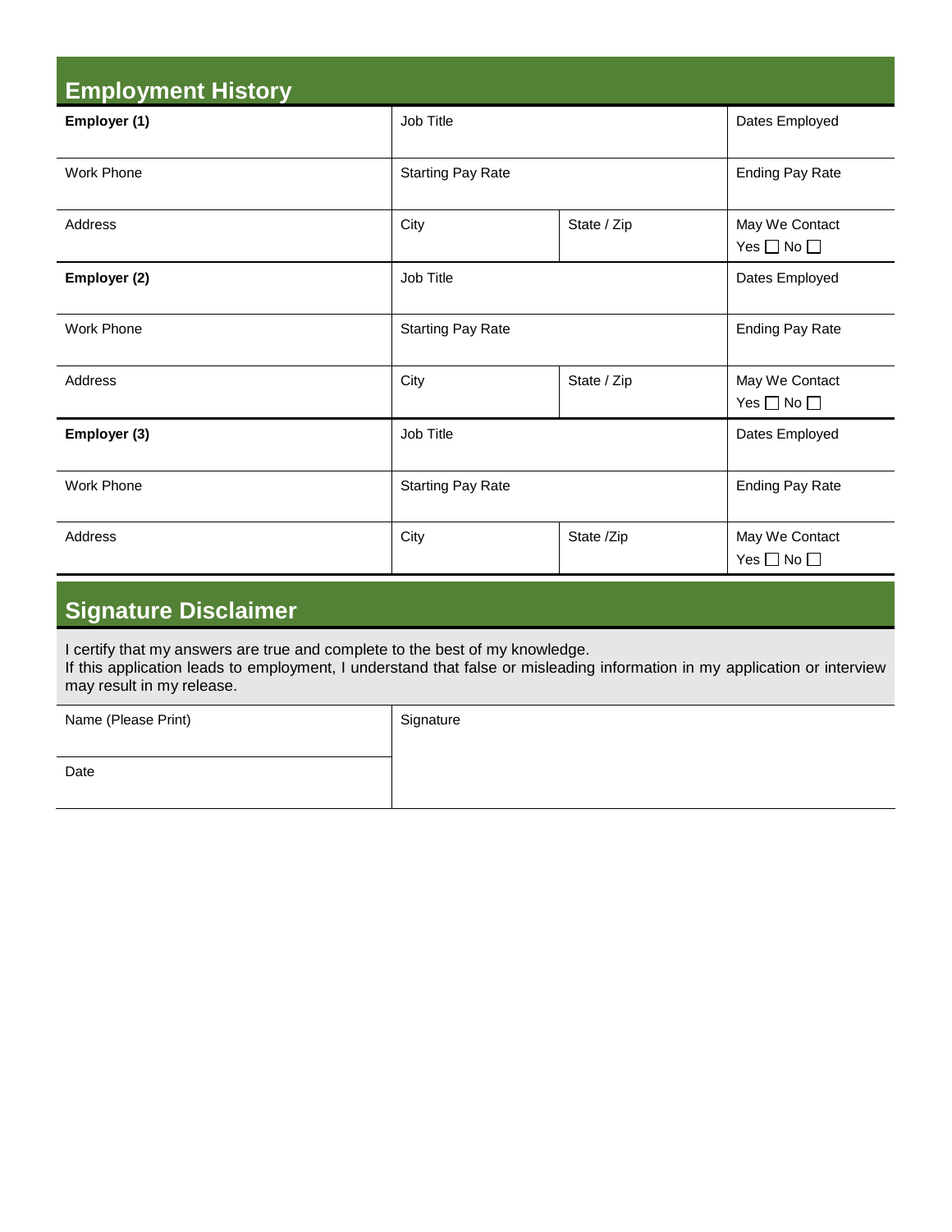## Employment History

| | | | |
|---|---|---|---|
| **Employer (1)** | Job Title | | Dates Employed |
| Work Phone | Starting Pay Rate | | Ending Pay Rate |
| Address | City | State / Zip | May We Contact<br>Yes ☐ No ☐ |
| **Employer (2)** | Job Title | | Dates Employed |
| Work Phone | Starting Pay Rate | | Ending Pay Rate |
| Address | City | State / Zip | May We Contact<br>Yes ☐ No ☐ |
| **Employer (3)** | Job Title | | Dates Employed |
| Work Phone | Starting Pay Rate | | Ending Pay Rate |
| Address | City | State /Zip | May We Contact<br>Yes ☐ No ☐ |

## Signature Disclaimer

I certify that my answers are true and complete to the best of my knowledge.
If this application leads to employment, I understand that false or misleading information in my application or interview may result in my release.

| | |
|---|---|
| Name (Please Print) | Signature |
| Date | |